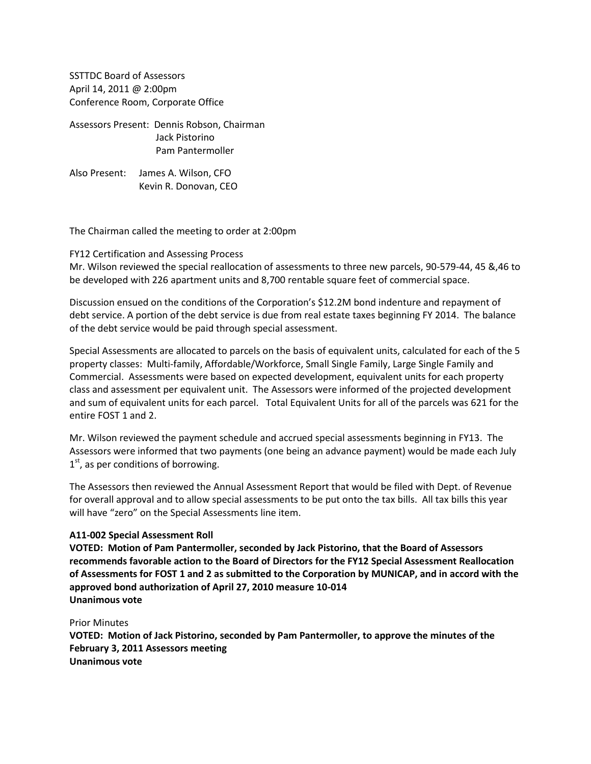SSTTDC Board of Assessors
April 14, 2011 @ 2:00pm
Conference Room, Corporate Office

Assessors Present: Dennis Robson, Chairman
Jack Pistorino
Pam Pantermoller

Also Present: James A. Wilson, CFO
Kevin R. Donovan, CEO

The Chairman called the meeting to order at 2:00pm

FY12 Certification and Assessing Process
Mr. Wilson reviewed the special reallocation of assessments to three new parcels, 90-579-44, 45 &,46 to be developed with 226 apartment units and 8,700 rentable square feet of commercial space.

Discussion ensued on the conditions of the Corporation's $12.2M bond indenture and repayment of debt service. A portion of the debt service is due from real estate taxes beginning FY 2014. The balance of the debt service would be paid through special assessment.

Special Assessments are allocated to parcels on the basis of equivalent units, calculated for each of the 5 property classes: Multi-family, Affordable/Workforce, Small Single Family, Large Single Family and Commercial. Assessments were based on expected development, equivalent units for each property class and assessment per equivalent unit. The Assessors were informed of the projected development and sum of equivalent units for each parcel. Total Equivalent Units for all of the parcels was 621 for the entire FOST 1 and 2.

Mr. Wilson reviewed the payment schedule and accrued special assessments beginning in FY13. The Assessors were informed that two payments (one being an advance payment) would be made each July 1st, as per conditions of borrowing.

The Assessors then reviewed the Annual Assessment Report that would be filed with Dept. of Revenue for overall approval and to allow special assessments to be put onto the tax bills. All tax bills this year will have "zero" on the Special Assessments line item.

**A11-002 Special Assessment Roll**
**VOTED: Motion of Pam Pantermoller, seconded by Jack Pistorino, that the Board of Assessors recommends favorable action to the Board of Directors for the FY12 Special Assessment Reallocation of Assessments for FOST 1 and 2 as submitted to the Corporation by MUNICAP, and in accord with the approved bond authorization of April 27, 2010 measure 10-014**
**Unanimous vote**

Prior Minutes
**VOTED: Motion of Jack Pistorino, seconded by Pam Pantermoller, to approve the minutes of the February 3, 2011 Assessors meeting**
**Unanimous vote**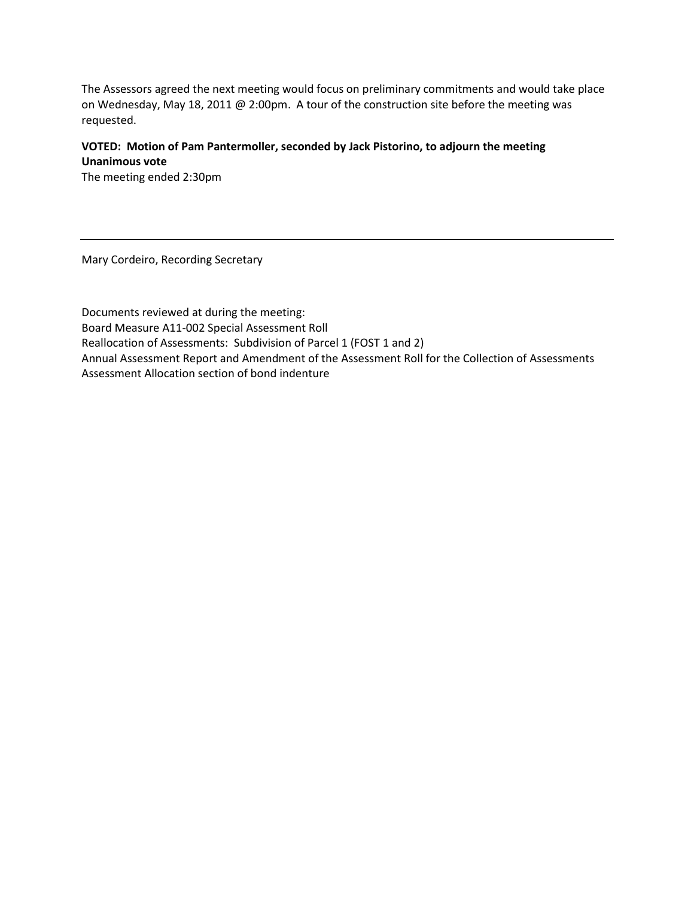The Assessors agreed the next meeting would focus on preliminary commitments and would take place on Wednesday, May 18, 2011 @ 2:00pm. A tour of the construction site before the meeting was requested.

**VOTED: Motion of Pam Pantermoller, seconded by Jack Pistorino, to adjourn the meeting**
**Unanimous vote**
The meeting ended 2:30pm

---

Mary Cordeiro, Recording Secretary

Documents reviewed at during the meeting:
Board Measure A11-002 Special Assessment Roll
Reallocation of Assessments: Subdivision of Parcel 1 (FOST 1 and 2)
Annual Assessment Report and Amendment of the Assessment Roll for the Collection of Assessments
Assessment Allocation section of bond indenture